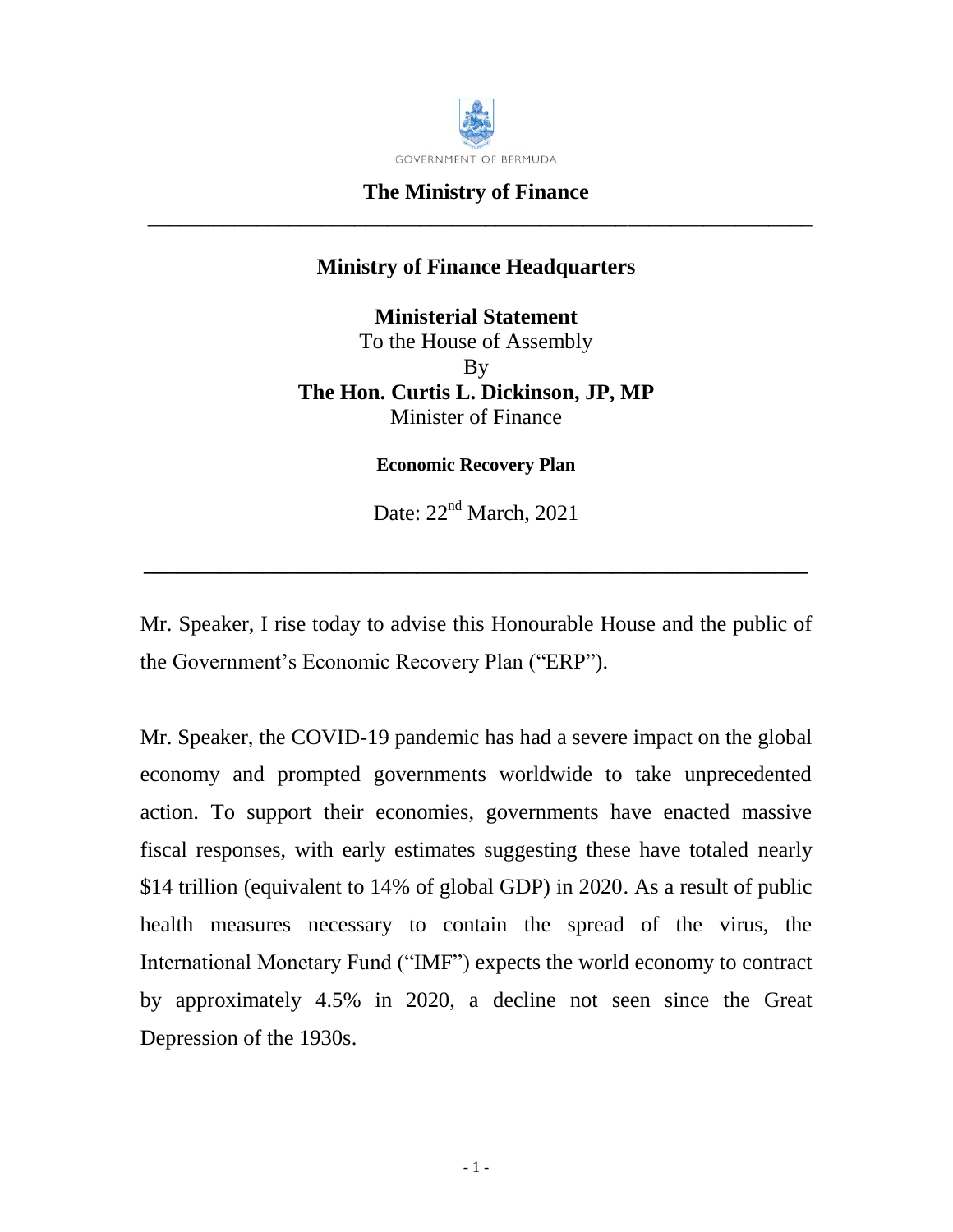GOVERNMENT OF BERMUDA

# The Ministry of Finance

---

## Ministry of Finance Headquarters

**Ministerial Statement**
To the House of Assembly
By
**The Hon. Curtis L. Dickinson, JP, MP**
Minister of Finance

**Economic Recovery Plan**

Date: 22nd March, 2021

---

Mr. Speaker, I rise today to advise this Honourable House and the public of the Government's Economic Recovery Plan ("ERP").

Mr. Speaker, the COVID-19 pandemic has had a severe impact on the global economy and prompted governments worldwide to take unprecedented action. To support their economies, governments have enacted massive fiscal responses, with early estimates suggesting these have totaled nearly $14 trillion (equivalent to 14% of global GDP) in 2020. As a result of public health measures necessary to contain the spread of the virus, the International Monetary Fund ("IMF") expects the world economy to contract by approximately 4.5% in 2020, a decline not seen since the Great Depression of the 1930s.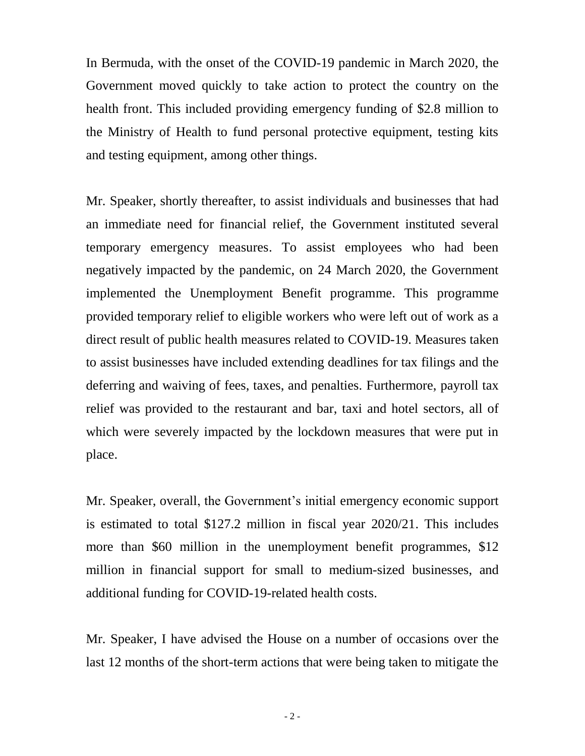In Bermuda, with the onset of the COVID-19 pandemic in March 2020, the Government moved quickly to take action to protect the country on the health front. This included providing emergency funding of $2.8 million to the Ministry of Health to fund personal protective equipment, testing kits and testing equipment, among other things.

Mr. Speaker, shortly thereafter, to assist individuals and businesses that had an immediate need for financial relief, the Government instituted several temporary emergency measures. To assist employees who had been negatively impacted by the pandemic, on 24 March 2020, the Government implemented the Unemployment Benefit programme. This programme provided temporary relief to eligible workers who were left out of work as a direct result of public health measures related to COVID-19. Measures taken to assist businesses have included extending deadlines for tax filings and the deferring and waiving of fees, taxes, and penalties. Furthermore, payroll tax relief was provided to the restaurant and bar, taxi and hotel sectors, all of which were severely impacted by the lockdown measures that were put in place.

Mr. Speaker, overall, the Government's initial emergency economic support is estimated to total $127.2 million in fiscal year 2020/21. This includes more than $60 million in the unemployment benefit programmes, $12 million in financial support for small to medium-sized businesses, and additional funding for COVID-19-related health costs.

Mr. Speaker, I have advised the House on a number of occasions over the last 12 months of the short-term actions that were being taken to mitigate the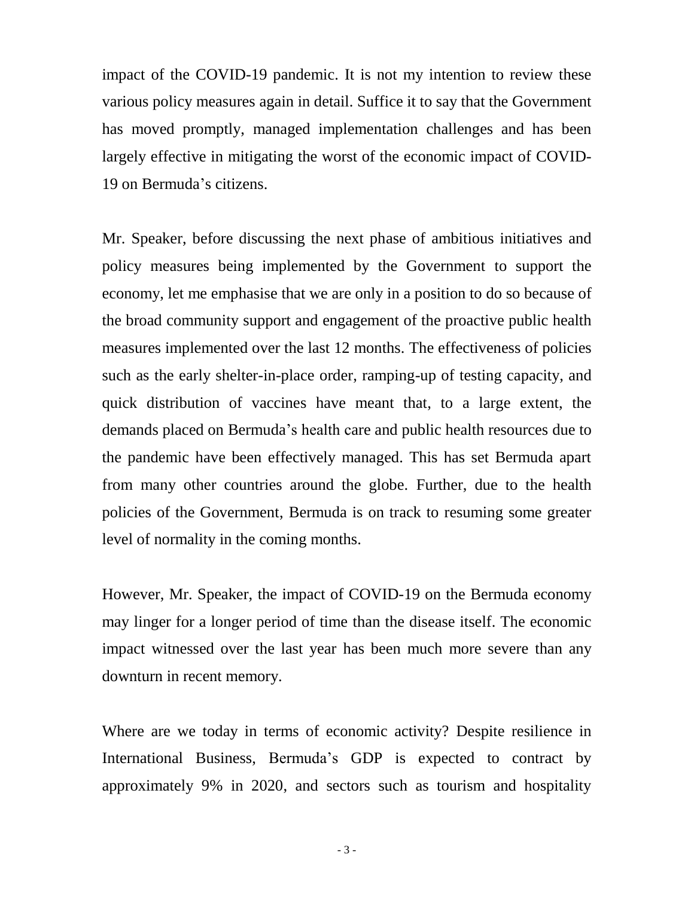impact of the COVID-19 pandemic. It is not my intention to review these various policy measures again in detail. Suffice it to say that the Government has moved promptly, managed implementation challenges and has been largely effective in mitigating the worst of the economic impact of COVID-19 on Bermuda's citizens.

Mr. Speaker, before discussing the next phase of ambitious initiatives and policy measures being implemented by the Government to support the economy, let me emphasise that we are only in a position to do so because of the broad community support and engagement of the proactive public health measures implemented over the last 12 months. The effectiveness of policies such as the early shelter-in-place order, ramping-up of testing capacity, and quick distribution of vaccines have meant that, to a large extent, the demands placed on Bermuda's health care and public health resources due to the pandemic have been effectively managed. This has set Bermuda apart from many other countries around the globe. Further, due to the health policies of the Government, Bermuda is on track to resuming some greater level of normality in the coming months.

However, Mr. Speaker, the impact of COVID-19 on the Bermuda economy may linger for a longer period of time than the disease itself. The economic impact witnessed over the last year has been much more severe than any downturn in recent memory.

Where are we today in terms of economic activity? Despite resilience in International Business, Bermuda's GDP is expected to contract by approximately 9% in 2020, and sectors such as tourism and hospitality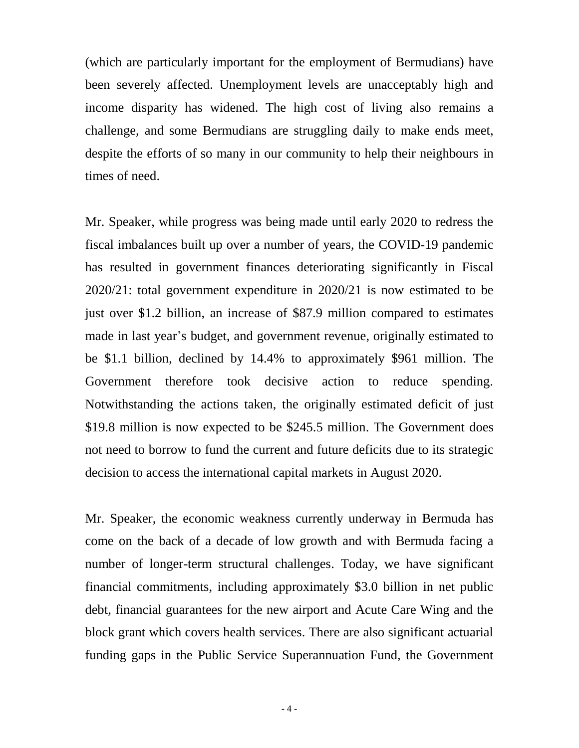(which are particularly important for the employment of Bermudians) have been severely affected. Unemployment levels are unacceptably high and income disparity has widened. The high cost of living also remains a challenge, and some Bermudians are struggling daily to make ends meet, despite the efforts of so many in our community to help their neighbours in times of need.

Mr. Speaker, while progress was being made until early 2020 to redress the fiscal imbalances built up over a number of years, the COVID-19 pandemic has resulted in government finances deteriorating significantly in Fiscal 2020/21: total government expenditure in 2020/21 is now estimated to be just over $1.2 billion, an increase of $87.9 million compared to estimates made in last year's budget, and government revenue, originally estimated to be $1.1 billion, declined by 14.4% to approximately $961 million. The Government therefore took decisive action to reduce spending. Notwithstanding the actions taken, the originally estimated deficit of just $19.8 million is now expected to be $245.5 million. The Government does not need to borrow to fund the current and future deficits due to its strategic decision to access the international capital markets in August 2020.

Mr. Speaker, the economic weakness currently underway in Bermuda has come on the back of a decade of low growth and with Bermuda facing a number of longer-term structural challenges. Today, we have significant financial commitments, including approximately $3.0 billion in net public debt, financial guarantees for the new airport and Acute Care Wing and the block grant which covers health services. There are also significant actuarial funding gaps in the Public Service Superannuation Fund, the Government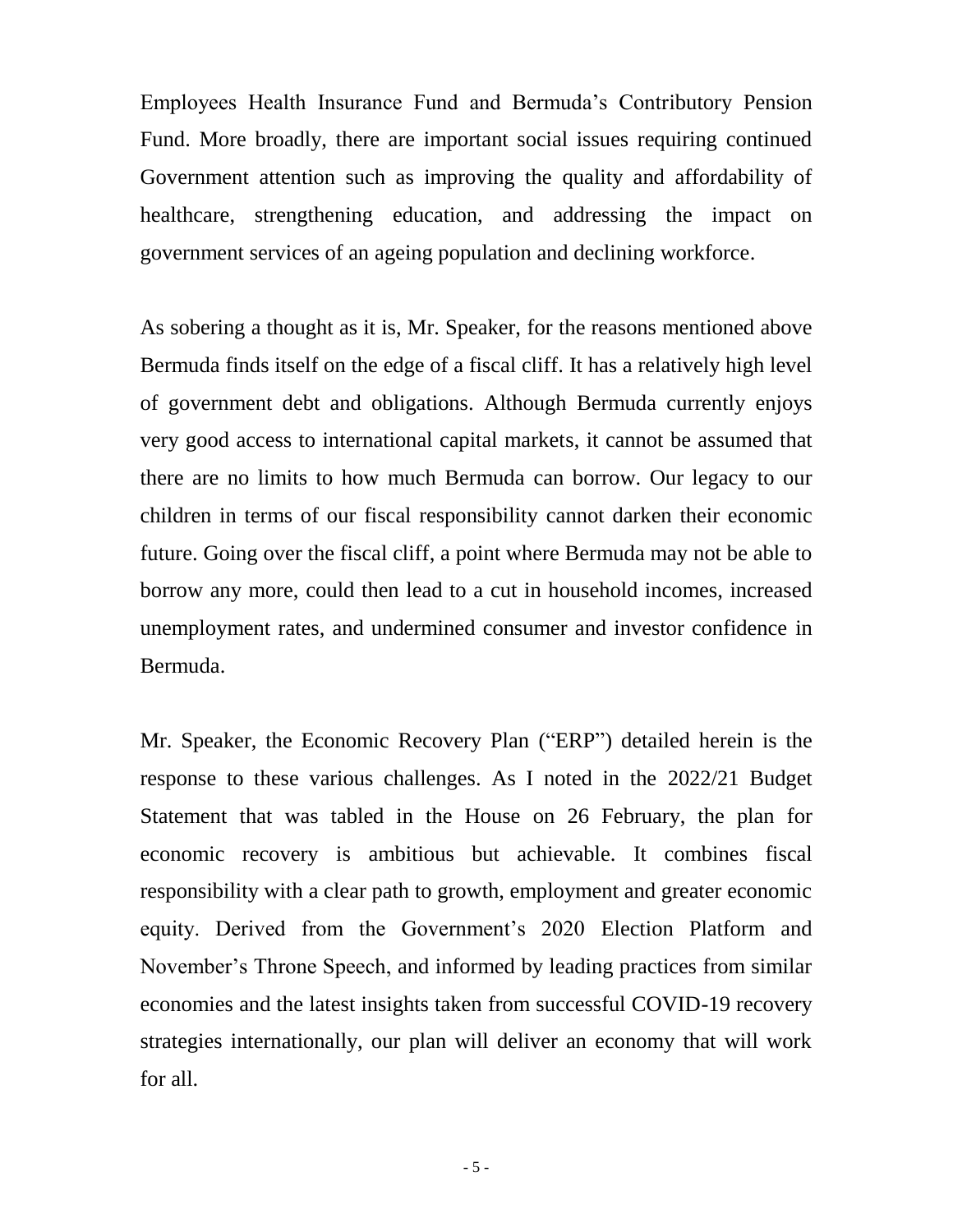Employees Health Insurance Fund and Bermuda's Contributory Pension Fund. More broadly, there are important social issues requiring continued Government attention such as improving the quality and affordability of healthcare, strengthening education, and addressing the impact on government services of an ageing population and declining workforce.

As sobering a thought as it is, Mr. Speaker, for the reasons mentioned above Bermuda finds itself on the edge of a fiscal cliff. It has a relatively high level of government debt and obligations. Although Bermuda currently enjoys very good access to international capital markets, it cannot be assumed that there are no limits to how much Bermuda can borrow. Our legacy to our children in terms of our fiscal responsibility cannot darken their economic future. Going over the fiscal cliff, a point where Bermuda may not be able to borrow any more, could then lead to a cut in household incomes, increased unemployment rates, and undermined consumer and investor confidence in Bermuda.

Mr. Speaker, the Economic Recovery Plan ("ERP") detailed herein is the response to these various challenges. As I noted in the 2022/21 Budget Statement that was tabled in the House on 26 February, the plan for economic recovery is ambitious but achievable. It combines fiscal responsibility with a clear path to growth, employment and greater economic equity. Derived from the Government's 2020 Election Platform and November's Throne Speech, and informed by leading practices from similar economies and the latest insights taken from successful COVID-19 recovery strategies internationally, our plan will deliver an economy that will work for all.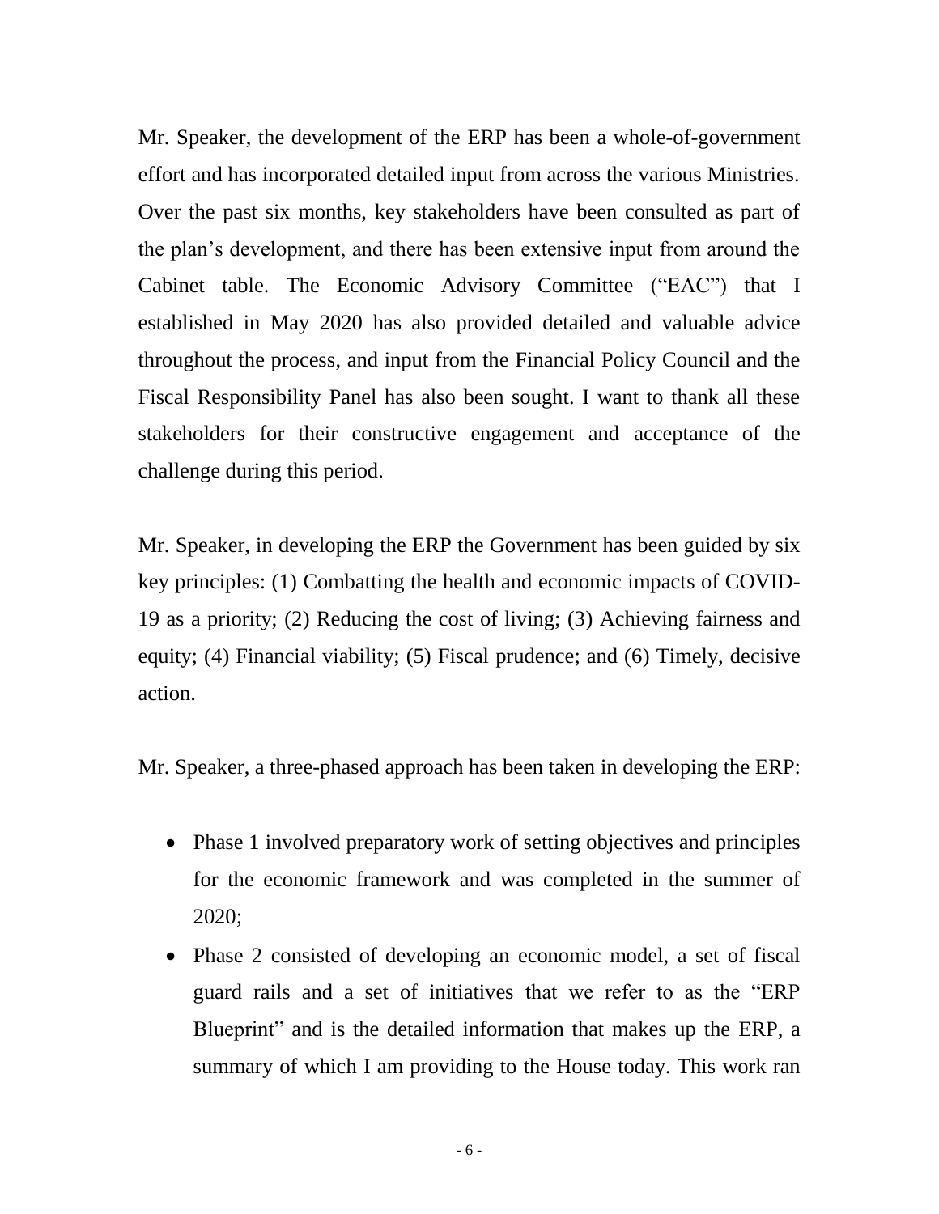Mr. Speaker, the development of the ERP has been a whole-of-government effort and has incorporated detailed input from across the various Ministries. Over the past six months, key stakeholders have been consulted as part of the plan's development, and there has been extensive input from around the Cabinet table. The Economic Advisory Committee ("EAC") that I established in May 2020 has also provided detailed and valuable advice throughout the process, and input from the Financial Policy Council and the Fiscal Responsibility Panel has also been sought. I want to thank all these stakeholders for their constructive engagement and acceptance of the challenge during this period.

Mr. Speaker, in developing the ERP the Government has been guided by six key principles: (1) Combatting the health and economic impacts of COVID-19 as a priority; (2) Reducing the cost of living; (3) Achieving fairness and equity; (4) Financial viability; (5) Fiscal prudence; and (6) Timely, decisive action.

Mr. Speaker, a three-phased approach has been taken in developing the ERP:

- Phase 1 involved preparatory work of setting objectives and principles for the economic framework and was completed in the summer of 2020;
- Phase 2 consisted of developing an economic model, a set of fiscal guard rails and a set of initiatives that we refer to as the "ERP Blueprint" and is the detailed information that makes up the ERP, a summary of which I am providing to the House today. This work ran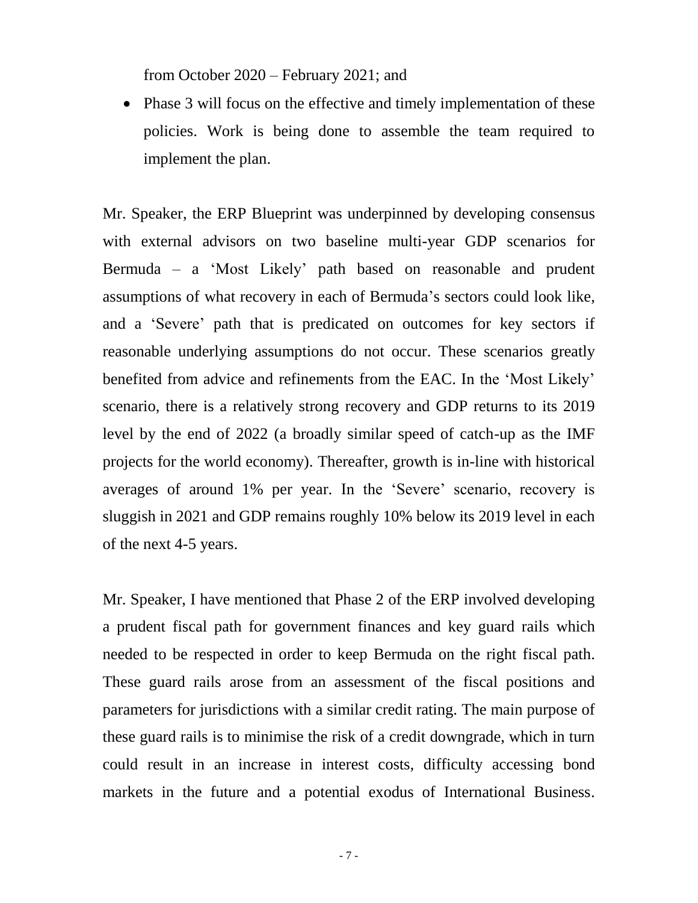from October 2020 – February 2021; and

- Phase 3 will focus on the effective and timely implementation of these policies. Work is being done to assemble the team required to implement the plan.

Mr. Speaker, the ERP Blueprint was underpinned by developing consensus with external advisors on two baseline multi-year GDP scenarios for Bermuda – a 'Most Likely' path based on reasonable and prudent assumptions of what recovery in each of Bermuda's sectors could look like, and a 'Severe' path that is predicated on outcomes for key sectors if reasonable underlying assumptions do not occur. These scenarios greatly benefited from advice and refinements from the EAC. In the 'Most Likely' scenario, there is a relatively strong recovery and GDP returns to its 2019 level by the end of 2022 (a broadly similar speed of catch-up as the IMF projects for the world economy). Thereafter, growth is in-line with historical averages of around 1% per year. In the 'Severe' scenario, recovery is sluggish in 2021 and GDP remains roughly 10% below its 2019 level in each of the next 4-5 years.

Mr. Speaker, I have mentioned that Phase 2 of the ERP involved developing a prudent fiscal path for government finances and key guard rails which needed to be respected in order to keep Bermuda on the right fiscal path. These guard rails arose from an assessment of the fiscal positions and parameters for jurisdictions with a similar credit rating. The main purpose of these guard rails is to minimise the risk of a credit downgrade, which in turn could result in an increase in interest costs, difficulty accessing bond markets in the future and a potential exodus of International Business.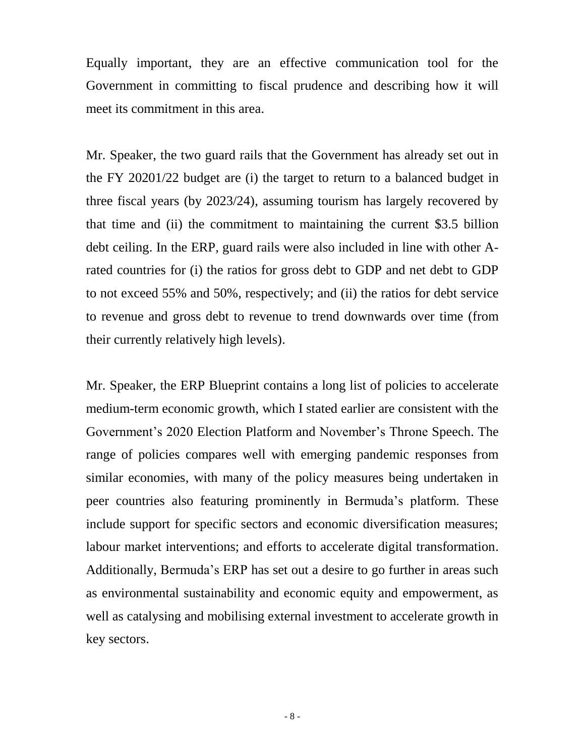Equally important, they are an effective communication tool for the Government in committing to fiscal prudence and describing how it will meet its commitment in this area.

Mr. Speaker, the two guard rails that the Government has already set out in the FY 20201/22 budget are (i) the target to return to a balanced budget in three fiscal years (by 2023/24), assuming tourism has largely recovered by that time and (ii) the commitment to maintaining the current $3.5 billion debt ceiling. In the ERP, guard rails were also included in line with other A-rated countries for (i) the ratios for gross debt to GDP and net debt to GDP to not exceed 55% and 50%, respectively; and (ii) the ratios for debt service to revenue and gross debt to revenue to trend downwards over time (from their currently relatively high levels).

Mr. Speaker, the ERP Blueprint contains a long list of policies to accelerate medium-term economic growth, which I stated earlier are consistent with the Government's 2020 Election Platform and November's Throne Speech. The range of policies compares well with emerging pandemic responses from similar economies, with many of the policy measures being undertaken in peer countries also featuring prominently in Bermuda's platform. These include support for specific sectors and economic diversification measures; labour market interventions; and efforts to accelerate digital transformation. Additionally, Bermuda's ERP has set out a desire to go further in areas such as environmental sustainability and economic equity and empowerment, as well as catalysing and mobilising external investment to accelerate growth in key sectors.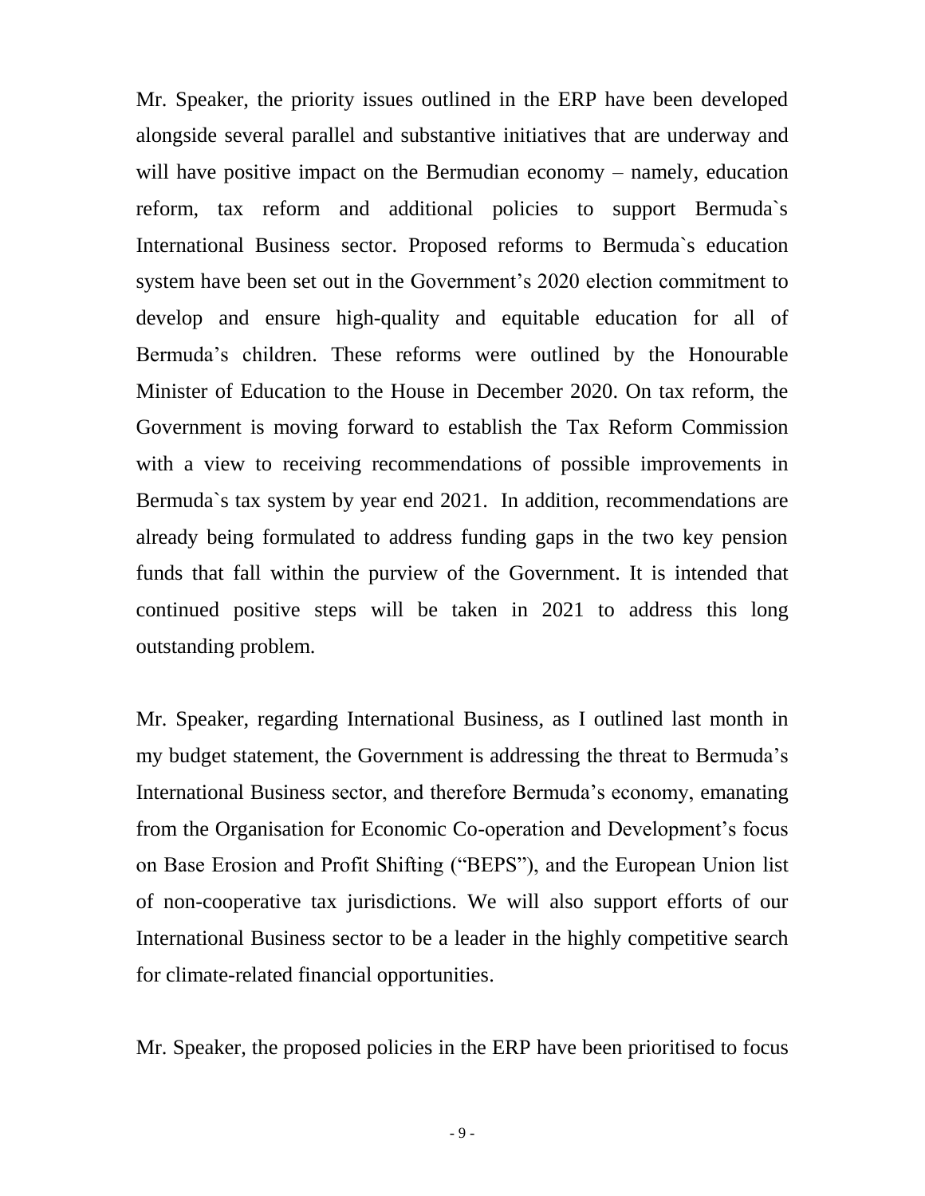Mr. Speaker, the priority issues outlined in the ERP have been developed alongside several parallel and substantive initiatives that are underway and will have positive impact on the Bermudian economy – namely, education reform, tax reform and additional policies to support Bermuda`s International Business sector. Proposed reforms to Bermuda`s education system have been set out in the Government's 2020 election commitment to develop and ensure high-quality and equitable education for all of Bermuda's children. These reforms were outlined by the Honourable Minister of Education to the House in December 2020. On tax reform, the Government is moving forward to establish the Tax Reform Commission with a view to receiving recommendations of possible improvements in Bermuda`s tax system by year end 2021. In addition, recommendations are already being formulated to address funding gaps in the two key pension funds that fall within the purview of the Government. It is intended that continued positive steps will be taken in 2021 to address this long outstanding problem.

Mr. Speaker, regarding International Business, as I outlined last month in my budget statement, the Government is addressing the threat to Bermuda's International Business sector, and therefore Bermuda's economy, emanating from the Organisation for Economic Co-operation and Development's focus on Base Erosion and Profit Shifting ("BEPS"), and the European Union list of non-cooperative tax jurisdictions. We will also support efforts of our International Business sector to be a leader in the highly competitive search for climate-related financial opportunities.

Mr. Speaker, the proposed policies in the ERP have been prioritised to focus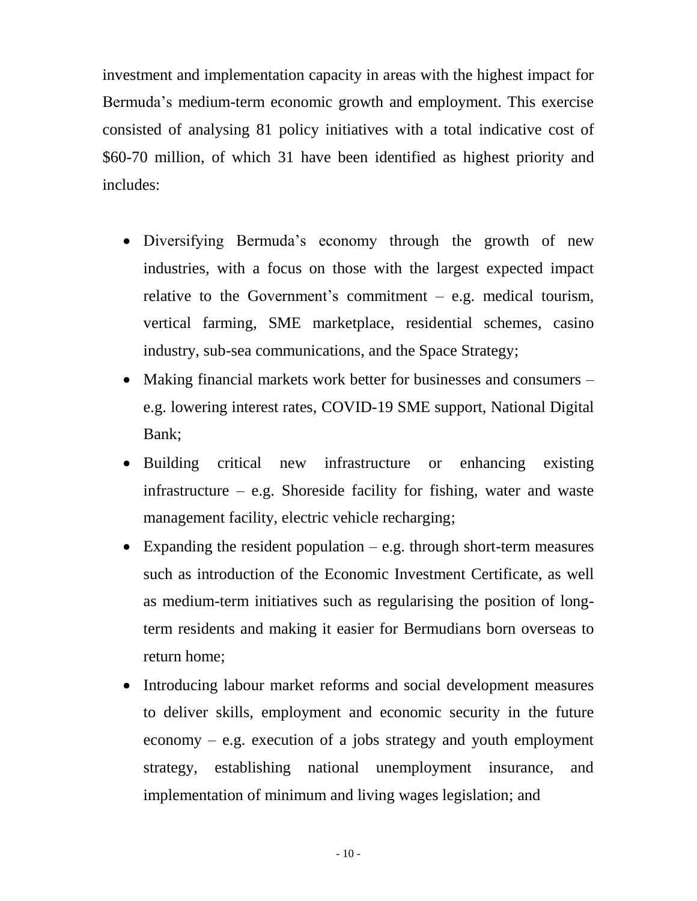investment and implementation capacity in areas with the highest impact for Bermuda's medium-term economic growth and employment. This exercise consisted of analysing 81 policy initiatives with a total indicative cost of $60-70 million, of which 31 have been identified as highest priority and includes:

- Diversifying Bermuda's economy through the growth of new industries, with a focus on those with the largest expected impact relative to the Government's commitment – e.g. medical tourism, vertical farming, SME marketplace, residential schemes, casino industry, sub-sea communications, and the Space Strategy;
- Making financial markets work better for businesses and consumers – e.g. lowering interest rates, COVID-19 SME support, National Digital Bank;
- Building critical new infrastructure or enhancing existing infrastructure – e.g. Shoreside facility for fishing, water and waste management facility, electric vehicle recharging;
- Expanding the resident population – e.g. through short-term measures such as introduction of the Economic Investment Certificate, as well as medium-term initiatives such as regularising the position of long-term residents and making it easier for Bermudians born overseas to return home;
- Introducing labour market reforms and social development measures to deliver skills, employment and economic security in the future economy – e.g. execution of a jobs strategy and youth employment strategy, establishing national unemployment insurance, and implementation of minimum and living wages legislation; and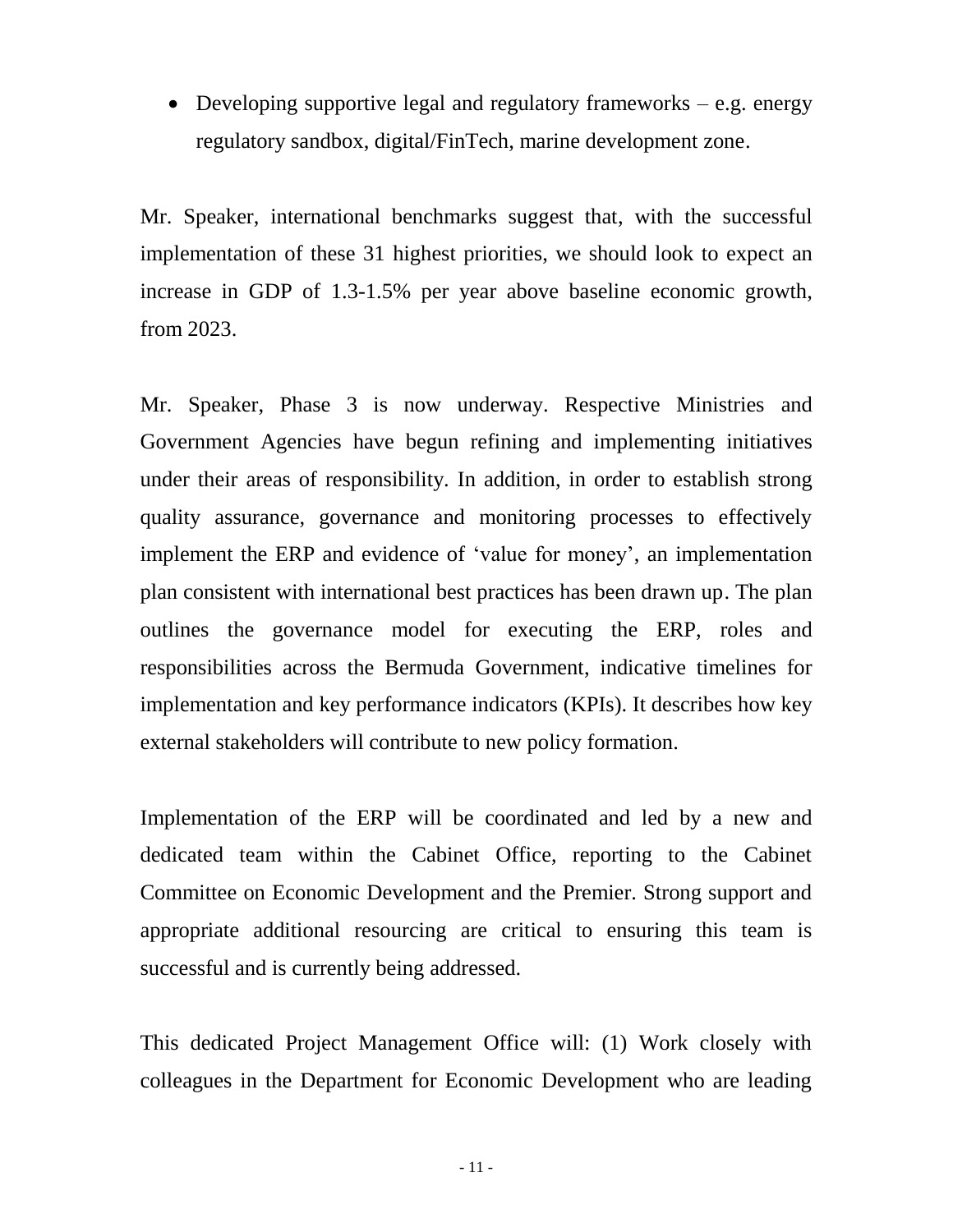- Developing supportive legal and regulatory frameworks – e.g. energy regulatory sandbox, digital/FinTech, marine development zone.

Mr. Speaker, international benchmarks suggest that, with the successful implementation of these 31 highest priorities, we should look to expect an increase in GDP of 1.3-1.5% per year above baseline economic growth, from 2023.

Mr. Speaker, Phase 3 is now underway. Respective Ministries and Government Agencies have begun refining and implementing initiatives under their areas of responsibility. In addition, in order to establish strong quality assurance, governance and monitoring processes to effectively implement the ERP and evidence of 'value for money', an implementation plan consistent with international best practices has been drawn up. The plan outlines the governance model for executing the ERP, roles and responsibilities across the Bermuda Government, indicative timelines for implementation and key performance indicators (KPIs). It describes how key external stakeholders will contribute to new policy formation.

Implementation of the ERP will be coordinated and led by a new and dedicated team within the Cabinet Office, reporting to the Cabinet Committee on Economic Development and the Premier. Strong support and appropriate additional resourcing are critical to ensuring this team is successful and is currently being addressed.

This dedicated Project Management Office will: (1) Work closely with colleagues in the Department for Economic Development who are leading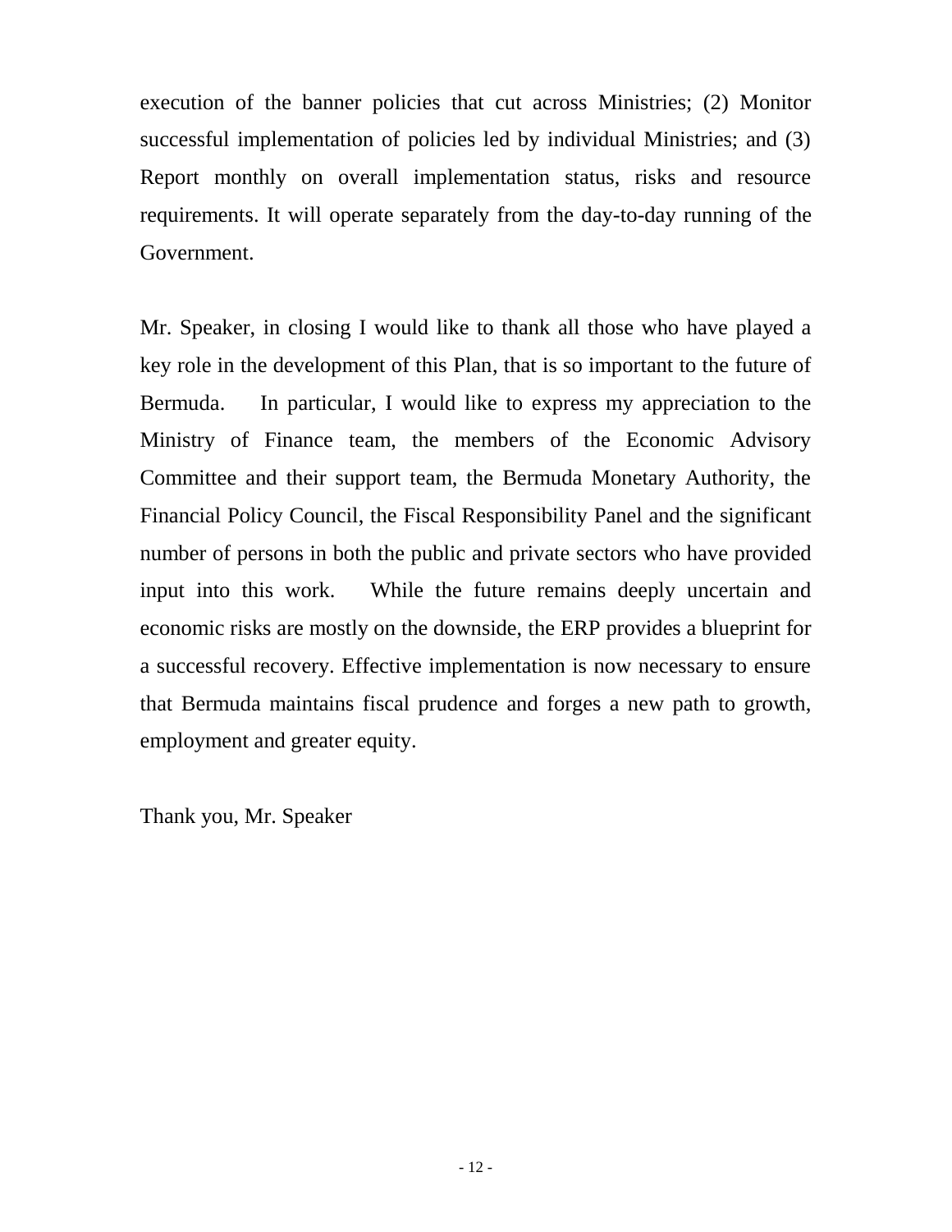execution of the banner policies that cut across Ministries; (2) Monitor successful implementation of policies led by individual Ministries; and (3) Report monthly on overall implementation status, risks and resource requirements. It will operate separately from the day-to-day running of the Government.

Mr. Speaker, in closing I would like to thank all those who have played a key role in the development of this Plan, that is so important to the future of Bermuda. In particular, I would like to express my appreciation to the Ministry of Finance team, the members of the Economic Advisory Committee and their support team, the Bermuda Monetary Authority, the Financial Policy Council, the Fiscal Responsibility Panel and the significant number of persons in both the public and private sectors who have provided input into this work. While the future remains deeply uncertain and economic risks are mostly on the downside, the ERP provides a blueprint for a successful recovery. Effective implementation is now necessary to ensure that Bermuda maintains fiscal prudence and forges a new path to growth, employment and greater equity.

Thank you, Mr. Speaker